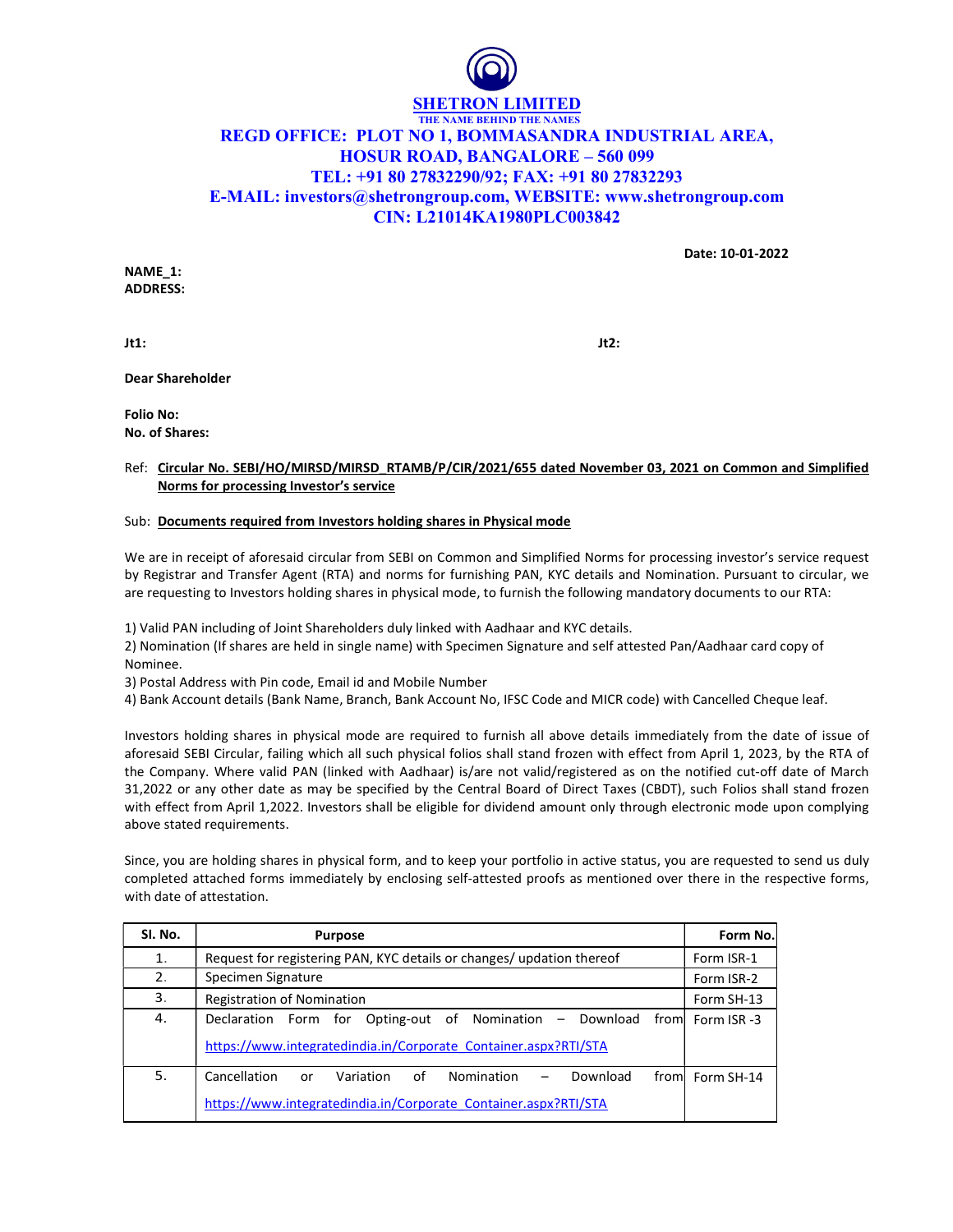# SHETRON LIMITED

THE NAME BEHIND THE NAMES

**REGD OFFICE: PLOT NO 1, BOMMASANDRA INDUSTRIAL AREA, HOSUR ROAD, BANGALORE – 560 099**
**TEL: +91 80 27832290/92; FAX: +91 80 27832293**
**E-MAIL: investors@shetrongroup.com, WEBSITE: www.shetrongroup.com**
**CIN: L21014KA1980PLC003842**

**Date: 10-01-2022**

**NAME_1:**
**ADDRESS:**

**Jt1:** **Jt2:**

**Dear Shareholder**

**Folio No:**
**No. of Shares:**

Ref: **Circular No. SEBI/HO/MIRSD/MIRSD_RTAMB/P/CIR/2021/655 dated November 03, 2021 on Common and Simplified Norms for processing Investor's service**

Sub: **Documents required from Investors holding shares in Physical mode**

We are in receipt of aforesaid circular from SEBI on Common and Simplified Norms for processing investor's service request by Registrar and Transfer Agent (RTA) and norms for furnishing PAN, KYC details and Nomination. Pursuant to circular, we are requesting to Investors holding shares in physical mode, to furnish the following mandatory documents to our RTA:

1) Valid PAN including of Joint Shareholders duly linked with Aadhaar and KYC details.
2) Nomination (If shares are held in single name) with Specimen Signature and self attested Pan/Aadhaar card copy of Nominee.
3) Postal Address with Pin code, Email id and Mobile Number
4) Bank Account details (Bank Name, Branch, Bank Account No, IFSC Code and MICR code) with Cancelled Cheque leaf.

Investors holding shares in physical mode are required to furnish all above details immediately from the date of issue of aforesaid SEBI Circular, failing which all such physical folios shall stand frozen with effect from April 1, 2023, by the RTA of the Company. Where valid PAN (linked with Aadhaar) is/are not valid/registered as on the notified cut-off date of March 31,2022 or any other date as may be specified by the Central Board of Direct Taxes (CBDT), such Folios shall stand frozen with effect from April 1,2022. Investors shall be eligible for dividend amount only through electronic mode upon complying above stated requirements.

Since, you are holding shares in physical form, and to keep your portfolio in active status, you are requested to send us duly completed attached forms immediately by enclosing self-attested proofs as mentioned over there in the respective forms, with date of attestation.

| Sl. No. | Purpose | Form No. |
|---|---|---|
| 1. | Request for registering PAN, KYC details or changes/ updation thereof | Form ISR-1 |
| 2. | Specimen Signature | Form ISR-2 |
| 3. | Registration of Nomination | Form SH-13 |
| 4. | Declaration Form for Opting-out of Nomination – Download from https://www.integratedindia.in/Corporate_Container.aspx?RTI/STA | Form ISR -3 |
| 5. | Cancellation or Variation of Nomination – Download from https://www.integratedindia.in/Corporate_Container.aspx?RTI/STA | Form SH-14 |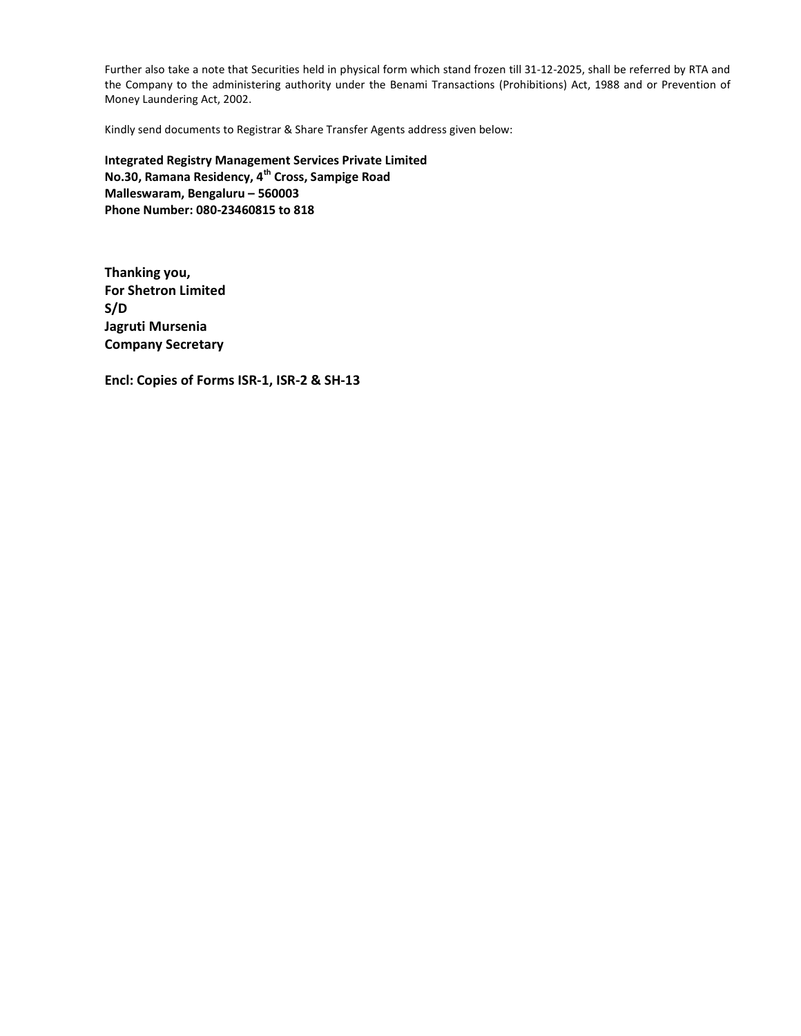Further also take a note that Securities held in physical form which stand frozen till 31-12-2025, shall be referred by RTA and the Company to the administering authority under the Benami Transactions (Prohibitions) Act, 1988 and or Prevention of Money Laundering Act, 2002.

Kindly send documents to Registrar & Share Transfer Agents address given below:

**Integrated Registry Management Services Private Limited**
**No.30, Ramana Residency, 4th Cross, Sampige Road**
**Malleswaram, Bengaluru – 560003**
**Phone Number: 080-23460815 to 818**

**Thanking you,**
**For Shetron Limited**
**S/D**
**Jagruti Mursenia**
**Company Secretary**

**Encl: Copies of Forms ISR-1, ISR-2 & SH-13**